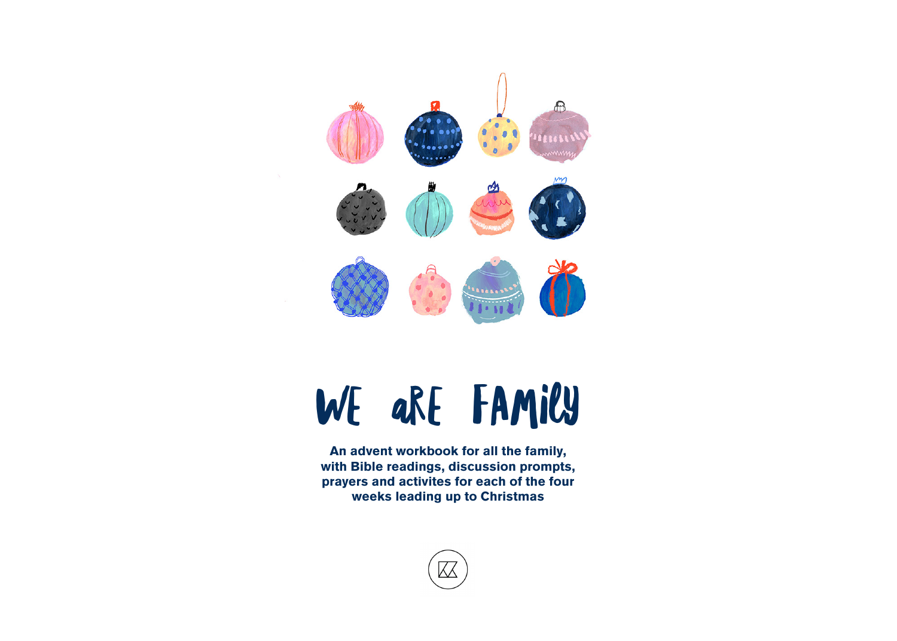# WE aRE FAMily

**An advent workbook for all the family, with Bible readings, discussion prompts, prayers and activites for each of the four weeks leading up to Christmas**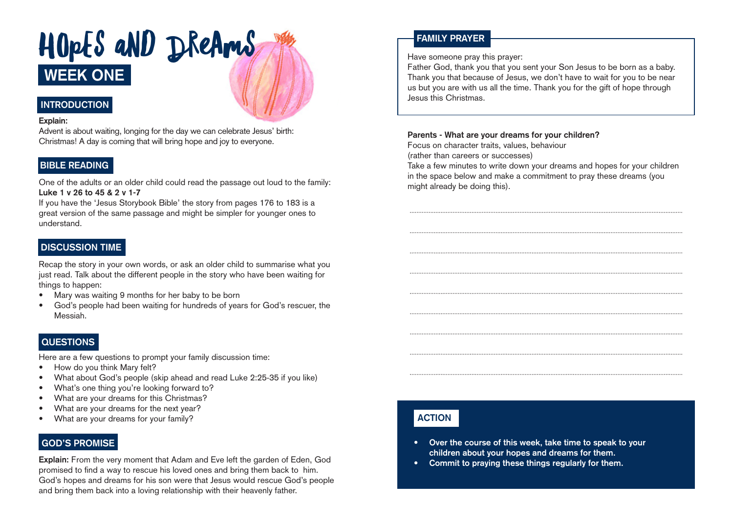# HOPES AND DREAMS

## WEEK ONE

### INTRODUCTION

**Explain:**
Advent is about waiting, longing for the day we can celebrate Jesus' birth: Christmas! A day is coming that will bring hope and joy to everyone.

### BIBLE READING

One of the adults or an older child could read the passage out loud to the family:
**Luke 1 v 26 to 45 & 2 v 1-7**
If you have the 'Jesus Storybook Bible' the story from pages 176 to 183 is a great version of the same passage and might be simpler for younger ones to understand.

### DISCUSSION TIME

Recap the story in your own words, or ask an older child to summarise what you just read. Talk about the different people in the story who have been waiting for things to happen:

- Mary was waiting 9 months for her baby to be born
- God's people had been waiting for hundreds of years for God's rescuer, the Messiah.

### QUESTIONS

Here are a few questions to prompt your family discussion time:

- How do you think Mary felt?
- What about God's people (skip ahead and read Luke 2:25-35 if you like)
- What's one thing you're looking forward to?
- What are your dreams for this Christmas?
- What are your dreams for the next year?
- What are your dreams for your family?

### GOD'S PROMISE

**Explain:** From the very moment that Adam and Eve left the garden of Eden, God promised to find a way to rescue his loved ones and bring them back to him. God's hopes and dreams for his son were that Jesus would rescue God's people and bring them back into a loving relationship with their heavenly father.

### FAMILY PRAYER

Have someone pray this prayer:
Father God, thank you that you sent your Son Jesus to be born as a baby. Thank you that because of Jesus, we don't have to wait for you to be near us but you are with us all the time. Thank you for the gift of hope through Jesus this Christmas.

**Parents - What are your dreams for your children?**
Focus on character traits, values, behaviour
(rather than careers or successes)
Take a few minutes to write down your dreams and hopes for your children in the space below and make a commitment to pray these dreams (you might already be doing this).

.....................................................................................................

.....................................................................................................

.....................................................................................................

.....................................................................................................

.....................................................................................................

.....................................................................................................

.....................................................................................................

.....................................................................................................

.....................................................................................................

### ACTION

- **Over the course of this week, take time to speak to your children about your hopes and dreams for them.**
- **Commit to praying these things regularly for them.**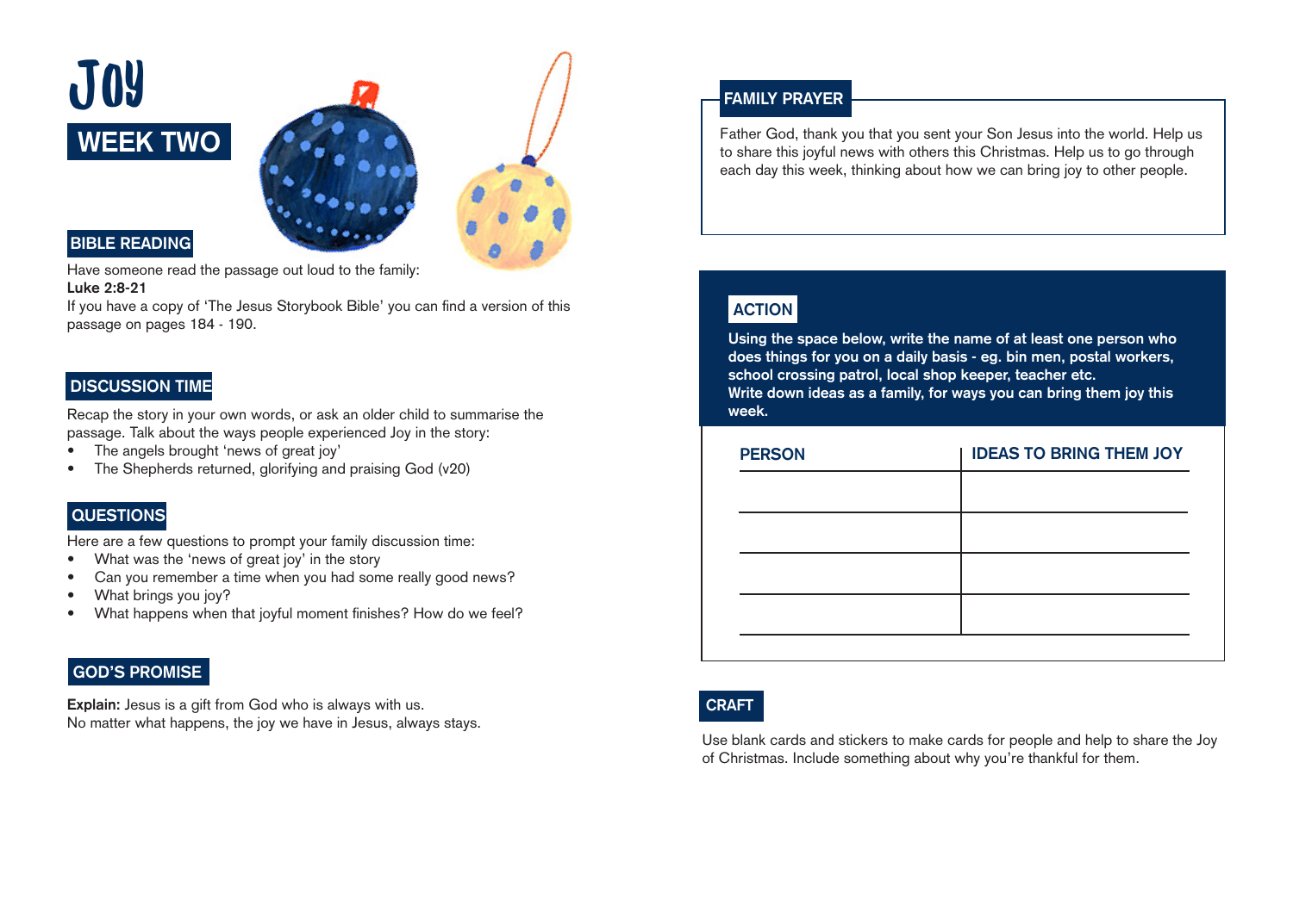# JOY

## WEEK TWO

### BIBLE READING

Have someone read the passage out loud to the family:
**Luke 2:8-21**
If you have a copy of 'The Jesus Storybook Bible' you can find a version of this passage on pages 184 - 190.

### DISCUSSION TIME

Recap the story in your own words, or ask an older child to summarise the passage. Talk about the ways people experienced Joy in the story:

- The angels brought 'news of great joy'
- The Shepherds returned, glorifying and praising God (v20)

### QUESTIONS

Here are a few questions to prompt your family discussion time:

- What was the 'news of great joy' in the story
- Can you remember a time when you had some really good news?
- What brings you joy?
- What happens when that joyful moment finishes? How do we feel?

### GOD'S PROMISE

**Explain:** Jesus is a gift from God who is always with us.
No matter what happens, the joy we have in Jesus, always stays.

### FAMILY PRAYER

Father God, thank you that you sent your Son Jesus into the world. Help us to share this joyful news with others this Christmas. Help us to go through each day this week, thinking about how we can bring joy to other people.

### ACTION

**Using the space below, write the name of at least one person who does things for you on a daily basis - eg. bin men, postal workers, school crossing patrol, local shop keeper, teacher etc.**
**Write down ideas as a family, for ways you can bring them joy this week.**

| PERSON | IDEAS TO BRING THEM JOY |
|---|---|
| | |
| | |
| | |
| | |

### CRAFT

Use blank cards and stickers to make cards for people and help to share the Joy of Christmas. Include something about why you're thankful for them.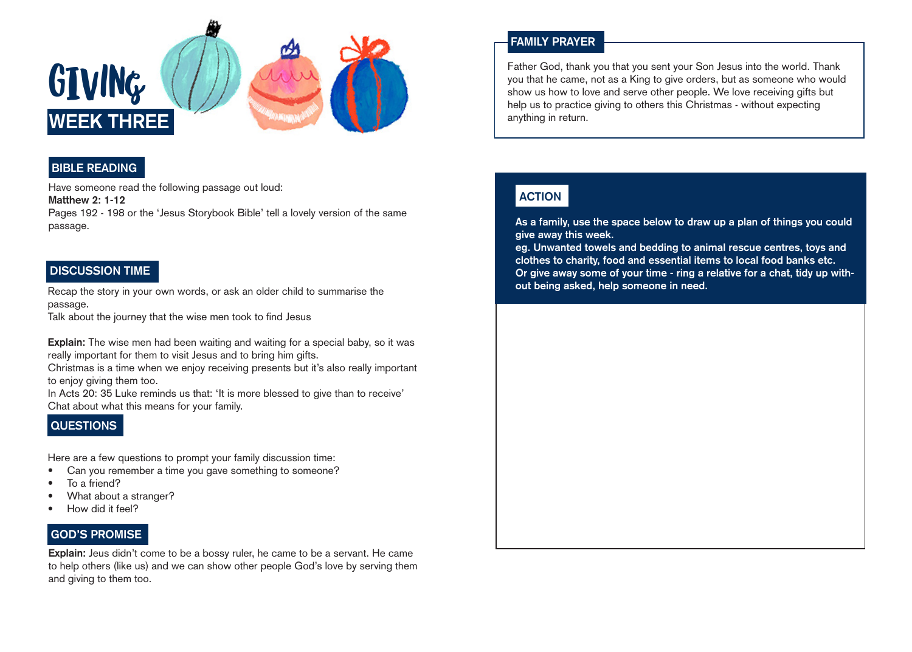# GIVING

## WEEK THREE

## BIBLE READING

Have someone read the following passage out loud:

**Matthew 2: 1-12**

Pages 192 - 198 or the 'Jesus Storybook Bible' tell a lovely version of the same passage.

## DISCUSSION TIME

Recap the story in your own words, or ask an older child to summarise the passage.

Talk about the journey that the wise men took to find Jesus

**Explain:** The wise men had been waiting and waiting for a special baby, so it was really important for them to visit Jesus and to bring him gifts.

Christmas is a time when we enjoy receiving presents but it's also really important to enjoy giving them too.

In Acts 20: 35 Luke reminds us that: 'It is more blessed to give than to receive'

Chat about what this means for your family.

## QUESTIONS

Here are a few questions to prompt your family discussion time:

- Can you remember a time you gave something to someone?
- To a friend?
- What about a stranger?
- How did it feel?

## GOD'S PROMISE

**Explain:** Jeus didn't come to be a bossy ruler, he came to be a servant. He came to help others (like us) and we can show other people God's love by serving them and giving to them too.

## FAMILY PRAYER

Father God, thank you that you sent your Son Jesus into the world. Thank you that he came, not as a King to give orders, but as someone who would show us how to love and serve other people. We love receiving gifts but help us to practice giving to others this Christmas - without expecting anything in return.

## ACTION

**As a family, use the space below to draw up a plan of things you could give away this week.**

**eg. Unwanted towels and bedding to animal rescue centres, toys and clothes to charity, food and essential items to local food banks etc.**

**Or give away some of your time - ring a relative for a chat, tidy up without being asked, help someone in need.**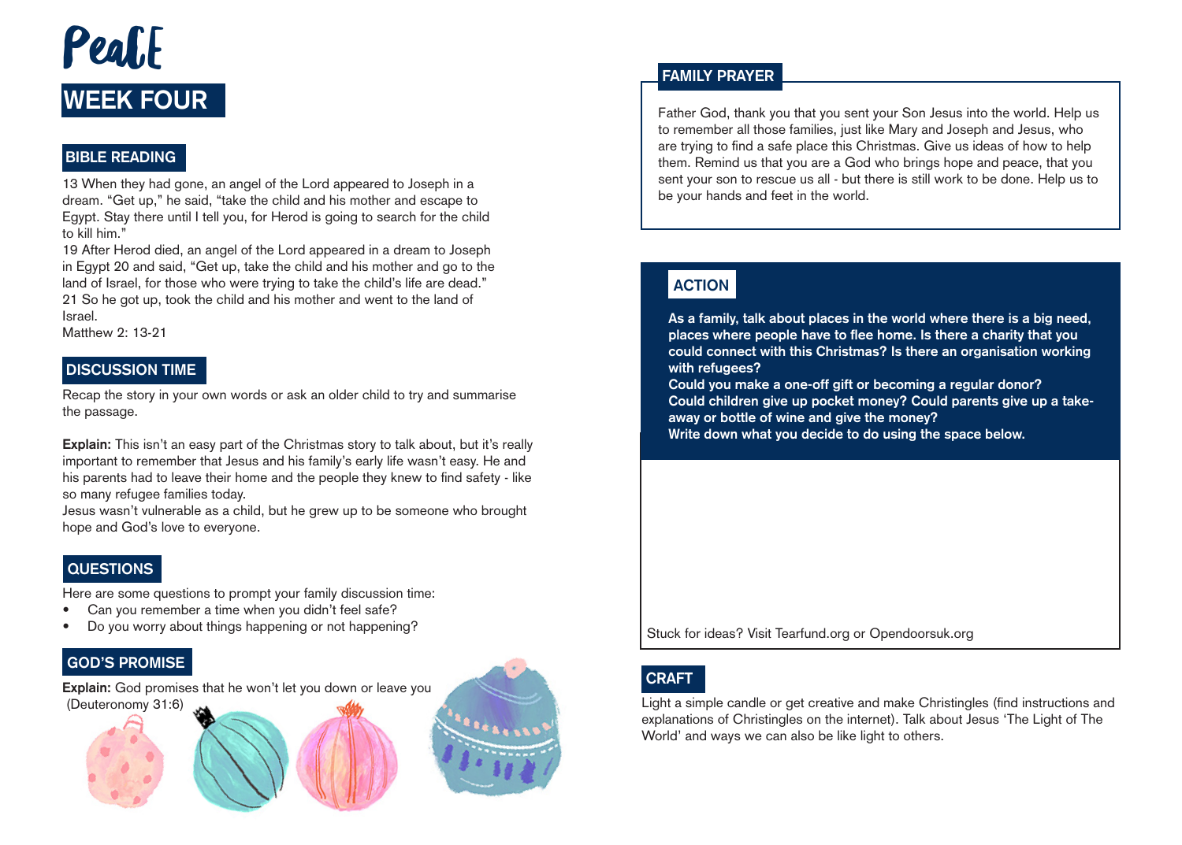# Peace

## WEEK FOUR

### BIBLE READING

13 When they had gone, an angel of the Lord appeared to Joseph in a dream. "Get up," he said, "take the child and his mother and escape to Egypt. Stay there until I tell you, for Herod is going to search for the child to kill him."
19 After Herod died, an angel of the Lord appeared in a dream to Joseph in Egypt 20 and said, "Get up, take the child and his mother and go to the land of Israel, for those who were trying to take the child's life are dead."
21 So he got up, took the child and his mother and went to the land of Israel.
Matthew 2: 13-21

### DISCUSSION TIME

Recap the story in your own words or ask an older child to try and summarise the passage.

**Explain:** This isn't an easy part of the Christmas story to talk about, but it's really important to remember that Jesus and his family's early life wasn't easy. He and his parents had to leave their home and the people they knew to find safety - like so many refugee families today.
Jesus wasn't vulnerable as a child, but he grew up to be someone who brought hope and God's love to everyone.

### QUESTIONS

Here are some questions to prompt your family discussion time:

- Can you remember a time when you didn't feel safe?
- Do you worry about things happening or not happening?

### GOD'S PROMISE

**Explain:** God promises that he won't let you down or leave you (Deuteronomy 31:6)

### FAMILY PRAYER

Father God, thank you that you sent your Son Jesus into the world. Help us to remember all those families, just like Mary and Joseph and Jesus, who are trying to find a safe place this Christmas. Give us ideas of how to help them. Remind us that you are a God who brings hope and peace, that you sent your son to rescue us all - but there is still work to be done. Help us to be your hands and feet in the world.

### ACTION

**As a family, talk about places in the world where there is a big need, places where people have to flee home. Is there a charity that you could connect with this Christmas? Is there an organisation working with refugees?**
**Could you make a one-off gift or becoming a regular donor?**
**Could children give up pocket money? Could parents give up a take-away or bottle of wine and give the money?**
**Write down what you decide to do using the space below.**

Stuck for ideas? Visit Tearfund.org or Opendoorsuk.org

### CRAFT

Light a simple candle or get creative and make Christingles (find instructions and explanations of Christingles on the internet). Talk about Jesus 'The Light of The World' and ways we can also be like light to others.